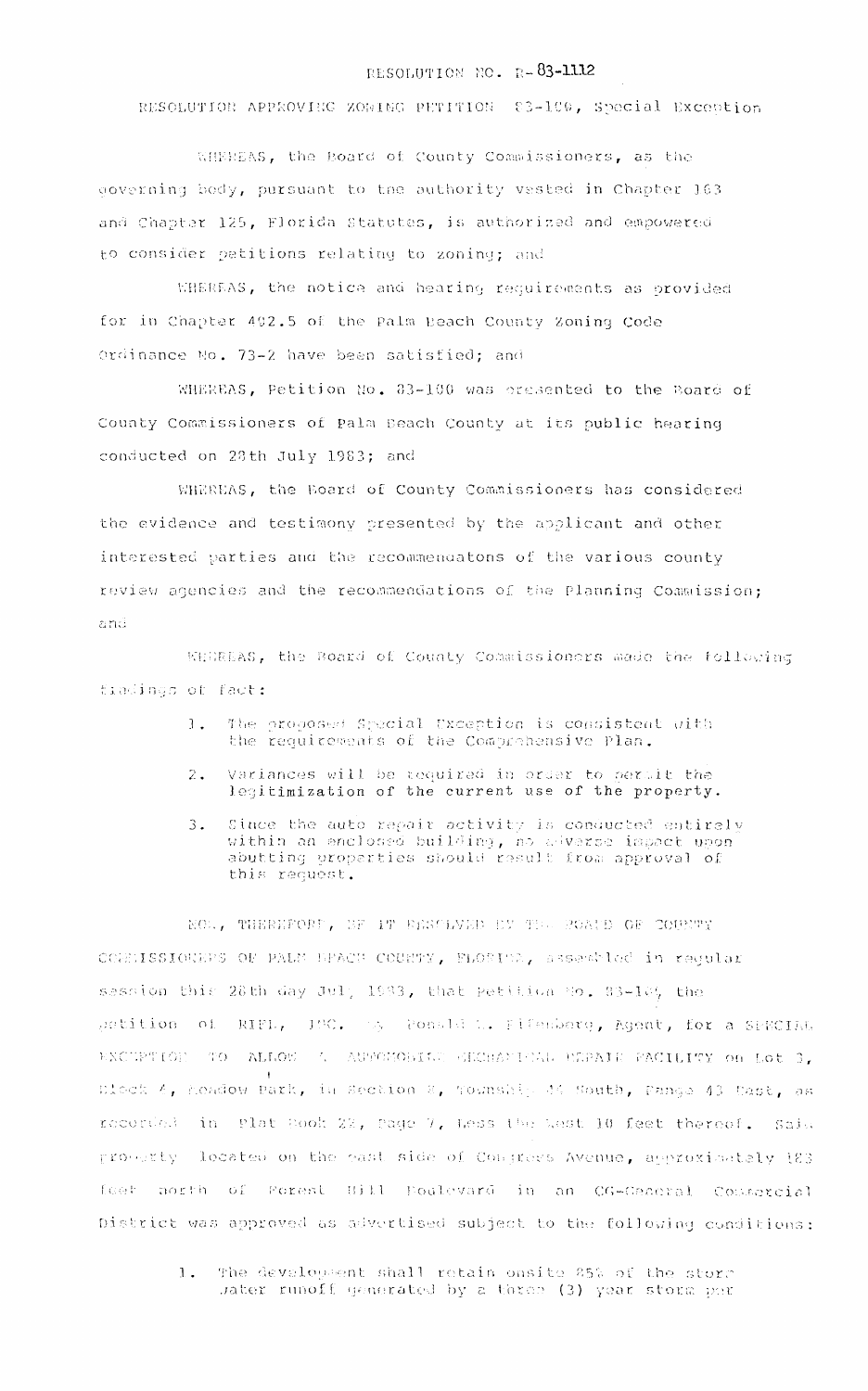RESOLUTION NO. R-83-1112

RESOLUTION APPROVING ZONING PETITION 83-100, Special Exception

WHEREAS, the Board of County Commissioners, as the governing body, pursuant to the authority vested in Chapter 163 and Chapter 125, Florida Statutes, is authorized and empowered to consider petitions relating to zoning; and

WHEREAS, the notice and hearing requirements as provided for in Chapter 402.5 of the Palm Beach County Zoning Code Ordinance No. 73-2 have been satisfied; and

WHEREAS, Petition No. 83-100 was presented to the Board of County Commissioners of Palm Beach County at its public hearing conducted on 28th July 1983; and

WHEREAS, the Board of County Commissioners has considered the evidence and testimony presented by the applicant and other interested parties and the recommenduatons of the various county review agencies and the recommendations of the Planning Commission; and

WHEREAS, the Board of County Commissioners made the following findings of fact:

1. The proposed Special Exception is consistent with the requirements of the Comprehensive Plan.
2. Variances will be required in order to permit the legitimization of the current use of the property.
3. Since the auto repair activity is conducted entirely within an enclosed building, no adverse impact upon abutting properties should result from approval of this request.

NOW, THEREFORE, BE IT RESOLVED BY THE BOARD OF COUNTY COMMISSIONERS OF PALM BEACH COUNTY, FLORIDA, assembled in regular session this 28th day Jul, 1983, that Petition No. 83-100, the petition of RIFL, INC. by Ronald L. Fifenberg, Agent, for a SPECIAL EXCEPTION TO ALLOW A AUTOMOBILE MECHANICAL REPAIR FACILITY on Lot 3, Block 4, Meadow Park, in Section 8, Township 44 South, Range 43 East, as recorded in Plat Book 23, Page 7, Less the West 10 feet thereof. Said property located on the east side of Congress Avenue, approximately 183 feet north of Forest Hill Boulevard in an CG-General Commercial District was approved as advertised subject to the following conditions:

1. The development shall retain onsite 85% of the storm water runoff generated by a three (3) year storm per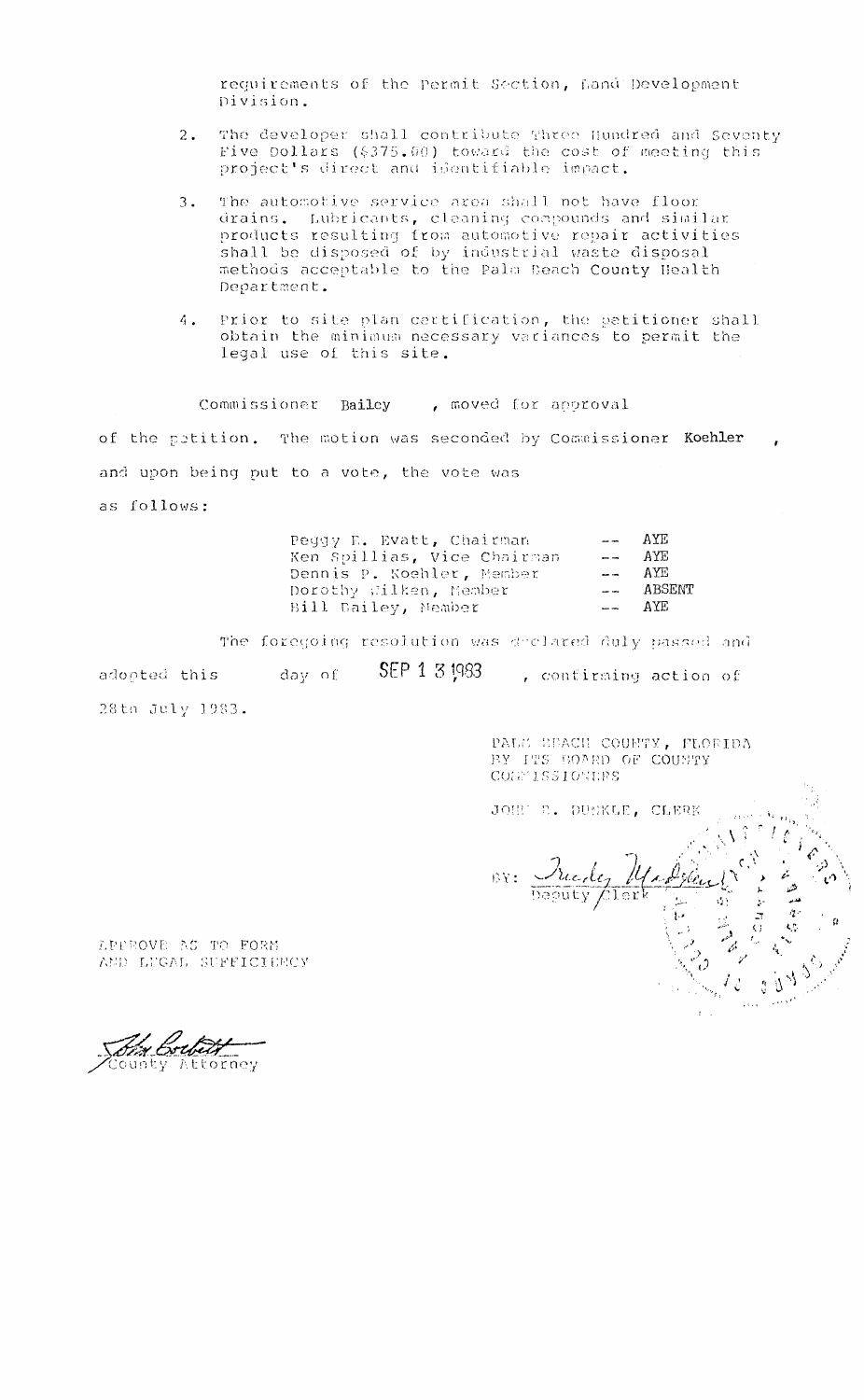requirements of the Permit Section, Land Development Division.

2. The developer shall contribute Three Hundred and Seventy Five Dollars ($375.00) toward the cost of meeting this project's direct and identifiable impact.

3. The automotive service area shall not have floor drains. Lubricants, cleaning compounds and similar products resulting from automotive repair activities shall be disposed of by industrial waste disposal methods acceptable to the Palm Beach County Health Department.

4. Prior to site plan certification, the petitioner shall obtain the minimum necessary variances to permit the legal use of this site.

Commissioner Bailey, moved for approval of the petition. The motion was seconded by Commissioner Koehler, and upon being put to a vote, the vote was as follows:

| | | |
|---|---|---|
| Peggy E. Evatt, Chairman | -- | AYE |
| Ken Spillias, Vice Chairman | -- | AYE |
| Dennis P. Koehler, Member | -- | AYE |
| Dorothy Wilken, Member | -- | ABSENT |
| Bill Bailey, Member | -- | AYE |

The foregoing resolution was declared duly passed and adopted this day of SEP 13 1983, confirming action of 28th July 1983.

PALM BEACH COUNTY, FLORIDA
BY ITS BOARD OF COUNTY COMMISSIONERS

JOHN B. DUNKLE, CLERK

BY: *[signature]*
Deputy Clerk

APPROVED AS TO FORM AND LEGAL SUFFICIENCY

*[signature]*
County Attorney